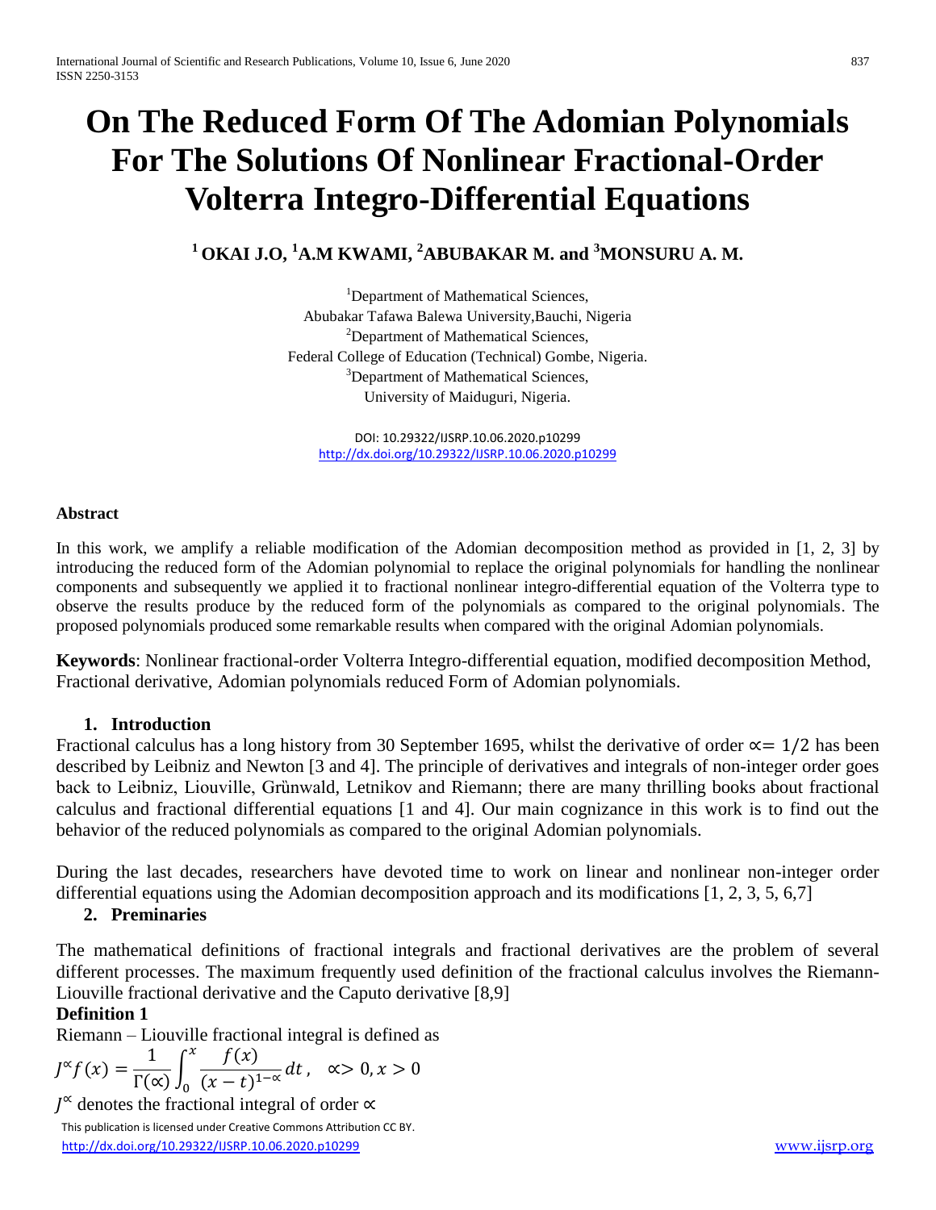# On The Reduced Form Of The Adomian Polynomials For The Solutions Of Nonlinear Fractional-Order Volterra Integro-Differential Equations

**[1] OKAI J.O, [1] A.M KWAMI, [2] ABUBAKAR M. and [3] MONSURU A. M.**

[1] Department of Mathematical Sciences,
Abubakar Tafawa Balewa University,Bauchi, Nigeria
[2] Department of Mathematical Sciences,
Federal College of Education (Technical) Gombe, Nigeria.
[3] Department of Mathematical Sciences,
University of Maiduguri, Nigeria.

DOI: 10.29322/IJSRP.10.06.2020.p10299
http://dx.doi.org/10.29322/IJSRP.10.06.2020.p10299

## Abstract

In this work, we amplify a reliable modification of the Adomian decomposition method as provided in [1, 2, 3] by introducing the reduced form of the Adomian polynomial to replace the original polynomials for handling the nonlinear components and subsequently we applied it to fractional nonlinear integro-differential equation of the Volterra type to observe the results produce by the reduced form of the polynomials as compared to the original polynomials. The proposed polynomials produced some remarkable results when compared with the original Adomian polynomials.

**Keywords**: Nonlinear fractional-order Volterra Integro-differential equation, modified decomposition Method, Fractional derivative, Adomian polynomials reduced Form of Adomian polynomials.

## 1. Introduction

Fractional calculus has a long history from 30 September 1695, whilst the derivative of order $\propto = 1/2$ has been described by Leibniz and Newton [3 and 4]. The principle of derivatives and integrals of non-integer order goes back to Leibniz, Liouville, Grünwald, Letnikov and Riemann; there are many thrilling books about fractional calculus and fractional differential equations [1 and 4]. Our main cognizance in this work is to find out the behavior of the reduced polynomials as compared to the original Adomian polynomials.

During the last decades, researchers have devoted time to work on linear and nonlinear non-integer order differential equations using the Adomian decomposition approach and its modifications [1, 2, 3, 5, 6,7]

## 2. Preminaries

The mathematical definitions of fractional integrals and fractional derivatives are the problem of several different processes. The maximum frequently used definition of the fractional calculus involves the Riemann-Liouville fractional derivative and the Caputo derivative [8,9]

**Definition 1**

Riemann – Liouville fractional integral is defined as

$$J^{\propto} f(x) = \frac{1}{\Gamma(\propto)} \int_0^x \frac{f(x)}{(x-t)^{1-\propto}} dt, \quad \propto > 0, x > 0$$

$J^{\propto}$ denotes the fractional integral of order $\propto$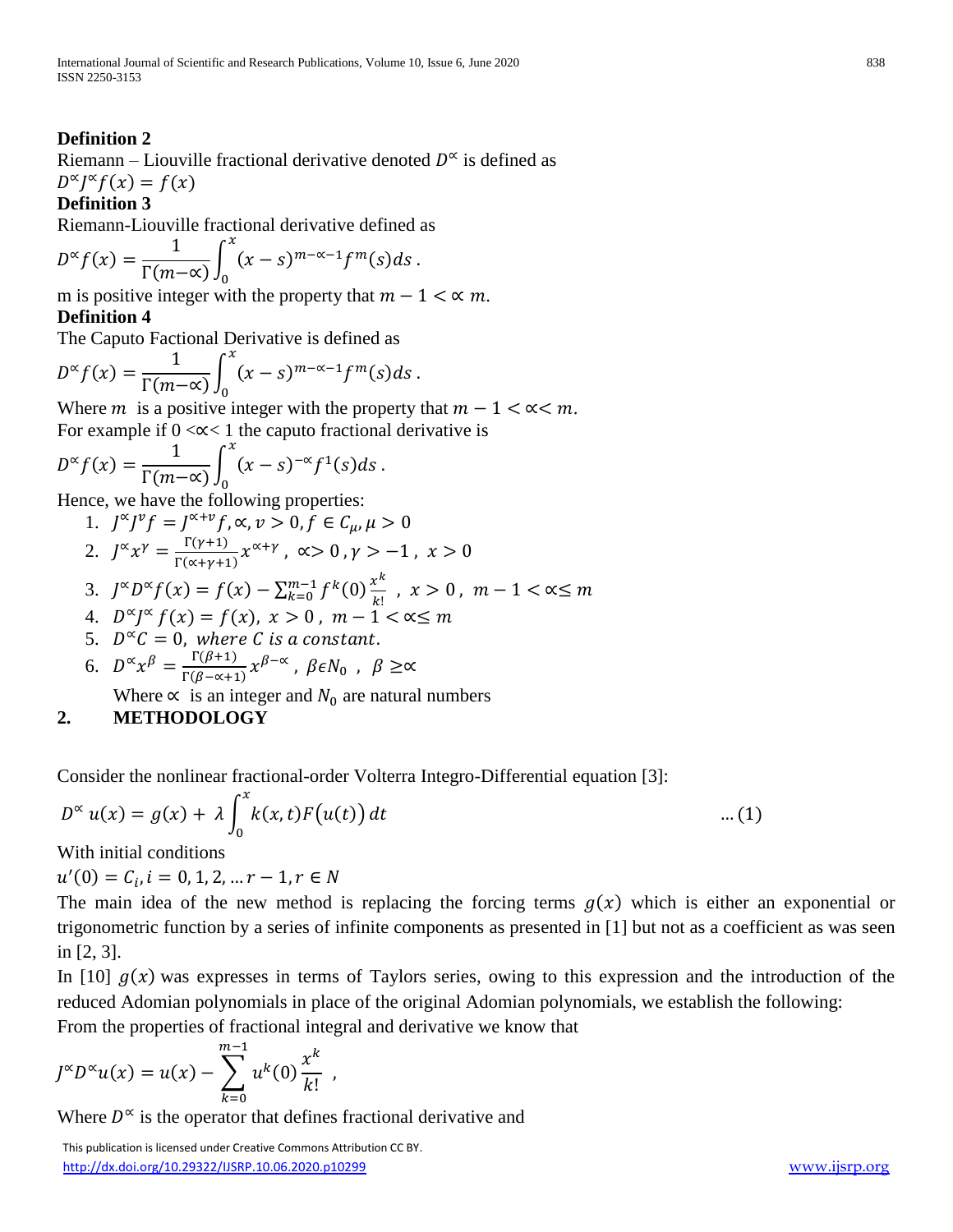**Definition 2**

Riemann – Liouville fractional derivative denoted $D^{\propto}$ is defined as

$D^{\propto}J^{\propto}f(x) = f(x)$

**Definition 3**

Riemann-Liouville fractional derivative defined as

$$D^{\propto}f(x) = \frac{1}{\Gamma(m-\propto)}\int_0^x (x-s)^{m-\propto-1}f^m(s)ds\,.$$

m is positive integer with the property that $m-1 < \propto m$.

**Definition 4**

The Caputo Factional Derivative is defined as

$$D^{\propto}f(x) = \frac{1}{\Gamma(m-\propto)}\int_0^x (x-s)^{m-\propto-1}f^m(s)ds\,.$$

Where $m$ is a positive integer with the property that $m-1 < \propto < m$.

For example if $0 < \propto < 1$ the caputo fractional derivative is

$$D^{\propto}f(x) = \frac{1}{\Gamma(m-\propto)}\int_0^x (x-s)^{-\propto}f^1(s)ds\,.$$

Hence, we have the following properties:

1. $J^{\propto}J^{v}f = J^{\propto+v}f, \propto, v > 0, f \in C_{\mu}, \mu > 0$
2. $J^{\propto}x^{\gamma} = \frac{\Gamma(\gamma+1)}{\Gamma(\propto+\gamma+1)}x^{\propto+\gamma}\,,\ \propto > 0\,, \gamma > -1\,,\ x > 0$
3. $J^{\propto}D^{\propto}f(x) = f(x) - \sum_{k=0}^{m-1} f^k(0)\frac{x^k}{k!}\,,\ x > 0\,,\ m-1 < \propto \le m$
4. $D^{\propto}J^{\propto}f(x) = f(x),\ x > 0\,,\ m-1 < \propto \le m$
5. $D^{\propto}C = 0,\ where\ C\ is\ a\ constant.$
6. $D^{\propto}x^{\beta} = \frac{\Gamma(\beta+1)}{\Gamma(\beta-\propto+1)}x^{\beta-\propto}\,,\ \beta \epsilon N_0\,,\ \beta \ge \propto$

   Where $\propto$ is an integer and $N_0$ are natural numbers

## 2. METHODOLOGY

Consider the nonlinear fractional-order Volterra Integro-Differential equation [3]:

$$D^{\propto}u(x) = g(x) + \lambda\int_0^x k(x,t)F\big(u(t)\big)\,dt \qquad \dots(1)$$

With initial conditions

$u'(0) = C_i, i = 0, 1, 2, \dots r-1, r \in N$

The main idea of the new method is replacing the forcing terms $g(x)$ which is either an exponential or trigonometric function by a series of infinite components as presented in [1] but not as a coefficient as was seen in [2, 3].

In [10] $g(x)$ was expresses in terms of Taylors series, owing to this expression and the introduction of the reduced Adomian polynomials in place of the original Adomian polynomials, we establish the following:

From the properties of fractional integral and derivative we know that

$$J^{\propto}D^{\propto}u(x) = u(x) - \sum_{k=0}^{m-1} u^k(0)\frac{x^k}{k!}\ ,$$

Where $D^{\propto}$ is the operator that defines fractional derivative and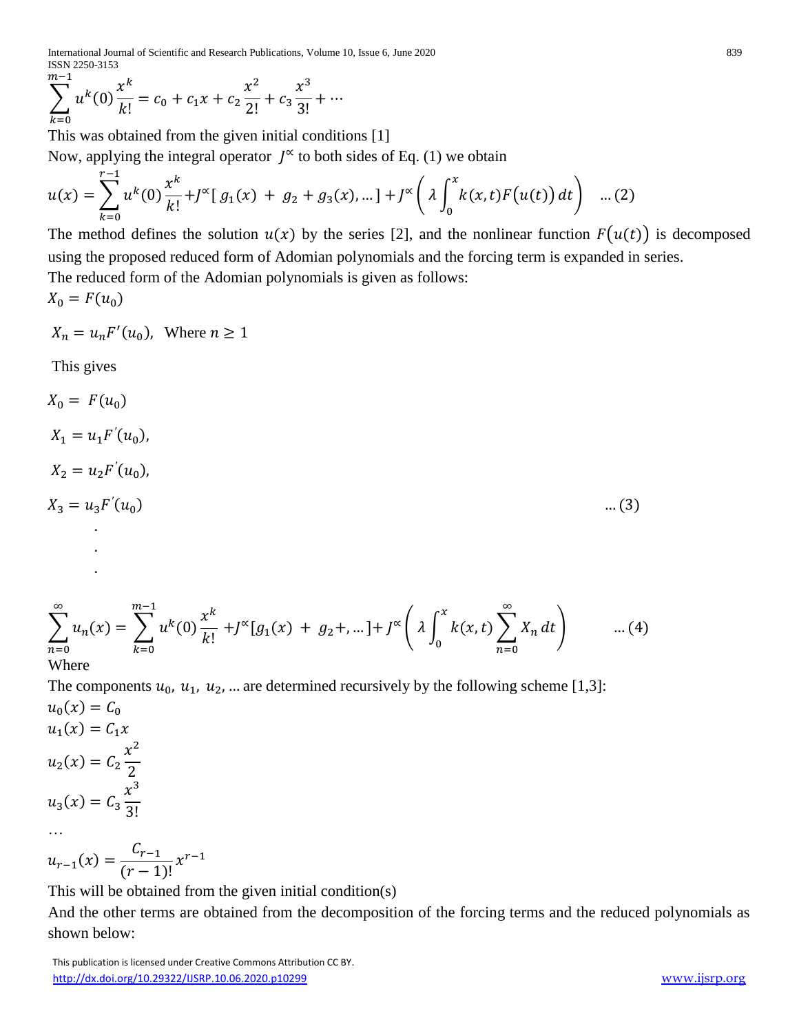$$\sum_{k=0}^{m-1} u^k(0)\frac{x^k}{k!} = c_0 + c_1 x + c_2\frac{x^2}{2!} + c_3\frac{x^3}{3!} + \cdots$$

This was obtained from the given initial conditions [1]

Now, applying the integral operator $J^{\propto}$ to both sides of Eq. (1) we obtain

$$u(x) = \sum_{k=0}^{r-1} u^k(0)\frac{x^k}{k!} + J^{\propto}[\, g_1(x) \; + \; g_2 + g_3(x), \ldots] + J^{\propto}\left(\lambda\int_0^x k(x,t)F\big(u(t)\big)\,dt\right) \quad \ldots (2)$$

The method defines the solution $u(x)$ by the series [2], and the nonlinear function $F\big(u(t)\big)$ is decomposed using the proposed reduced form of Adomian polynomials and the forcing term is expanded in series.

The reduced form of the Adomian polynomials is given as follows:

$X_0 = F(u_0)$

$X_n = u_n F'(u_0)$, Where $n \geq 1$

This gives

$$X_0 = F(u_0)$$

$$X_1 = u_1 F'(u_0),$$

$$X_2 = u_2 F'(u_0),$$

$$X_3 = u_3 F'(u_0) \quad \ldots (3)$$

.

.

.

$$\sum_{n=0}^{\infty} u_n(x) = \sum_{k=0}^{m-1} u^k(0)\frac{x^k}{k!} + J^{\propto}[g_1(x) \; + \; g_2 +, \ldots] + J^{\propto}\left(\lambda\int_0^x k(x,t)\sum_{n=0}^{\infty} X_n\,dt\right) \quad \ldots (4)$$

Where

The components $u_0, u_1, u_2, \ldots$ are determined recursively by the following scheme [1,3]:

$$u_0(x) = C_0$$

$$u_1(x) = C_1 x$$

$$u_2(x) = C_2\frac{x^2}{2}$$

$$u_3(x) = C_3\frac{x^3}{3!}$$

…

$$u_{r-1}(x) = \frac{C_{r-1}}{(r-1)!}x^{r-1}$$

This will be obtained from the given initial condition(s)

And the other terms are obtained from the decomposition of the forcing terms and the reduced polynomials as shown below: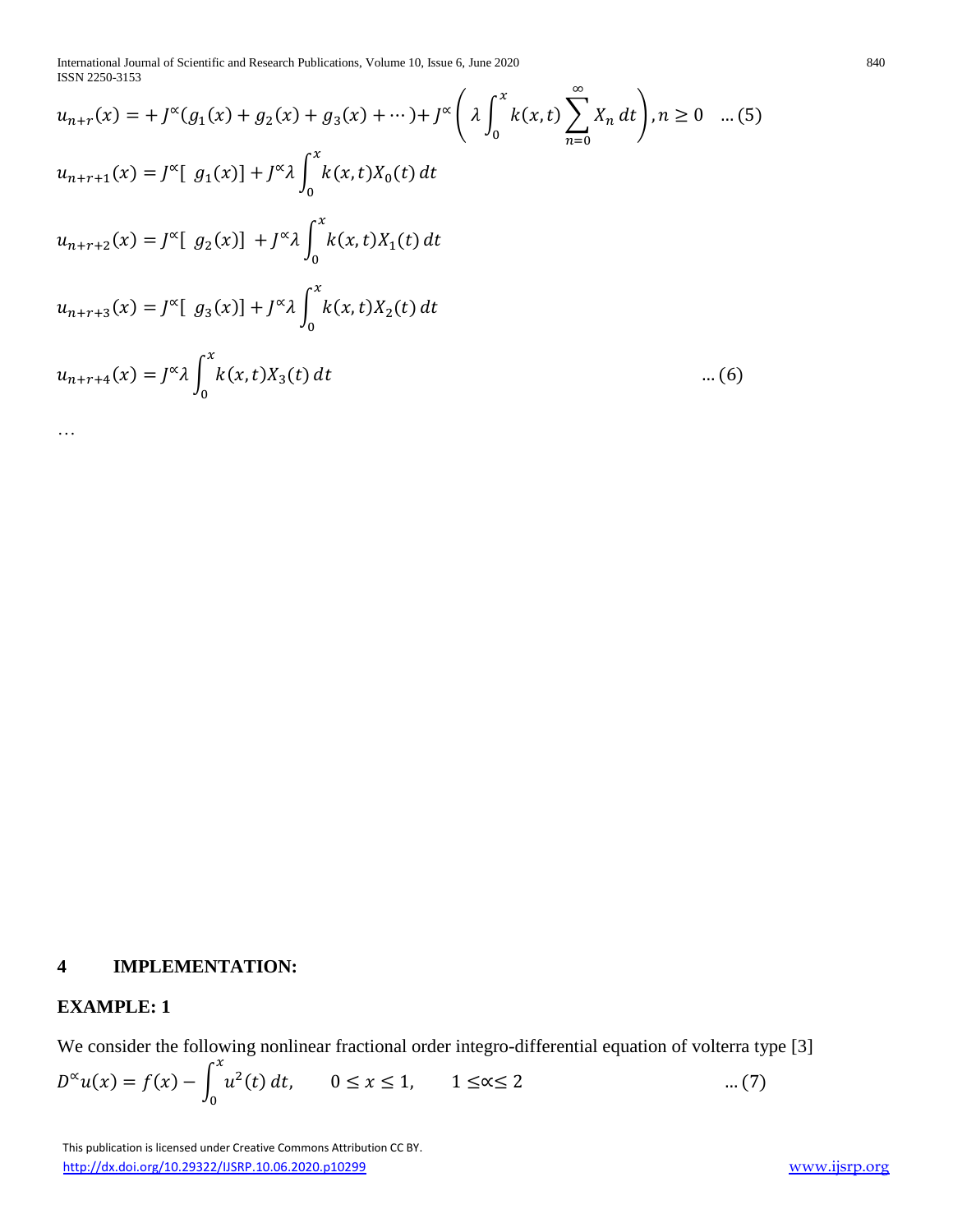$$u_{n+r}(x) = +J^{\propto}(g_1(x) + g_2(x) + g_3(x) + \cdots) + J^{\propto}\left(\lambda \int_0^x k(x,t) \sum_{n=0}^{\infty} X_n \, dt\right), n \geq 0 \quad \ldots(5)$$

$$u_{n+r+1}(x) = J^{\propto}[\ g_1(x)] + J^{\propto}\lambda \int_0^x k(x,t) X_0(t)\, dt$$

$$u_{n+r+2}(x) = J^{\propto}[\ g_2(x)] + J^{\propto}\lambda \int_0^x k(x,t) X_1(t)\, dt$$

$$u_{n+r+3}(x) = J^{\propto}[\ g_3(x)] + J^{\propto}\lambda \int_0^x k(x,t) X_2(t)\, dt$$

$$u_{n+r+4}(x) = J^{\propto}\lambda \int_0^x k(x,t) X_3(t)\, dt \quad \ldots(6)$$

…

## 4 IMPLEMENTATION:

### EXAMPLE: 1

We consider the following nonlinear fractional order integro-differential equation of volterra type [3]

$$D^{\propto}u(x) = f(x) - \int_0^x u^2(t)\, dt, \qquad 0 \leq x \leq 1, \qquad 1 \leq \propto \leq 2 \quad \ldots(7)$$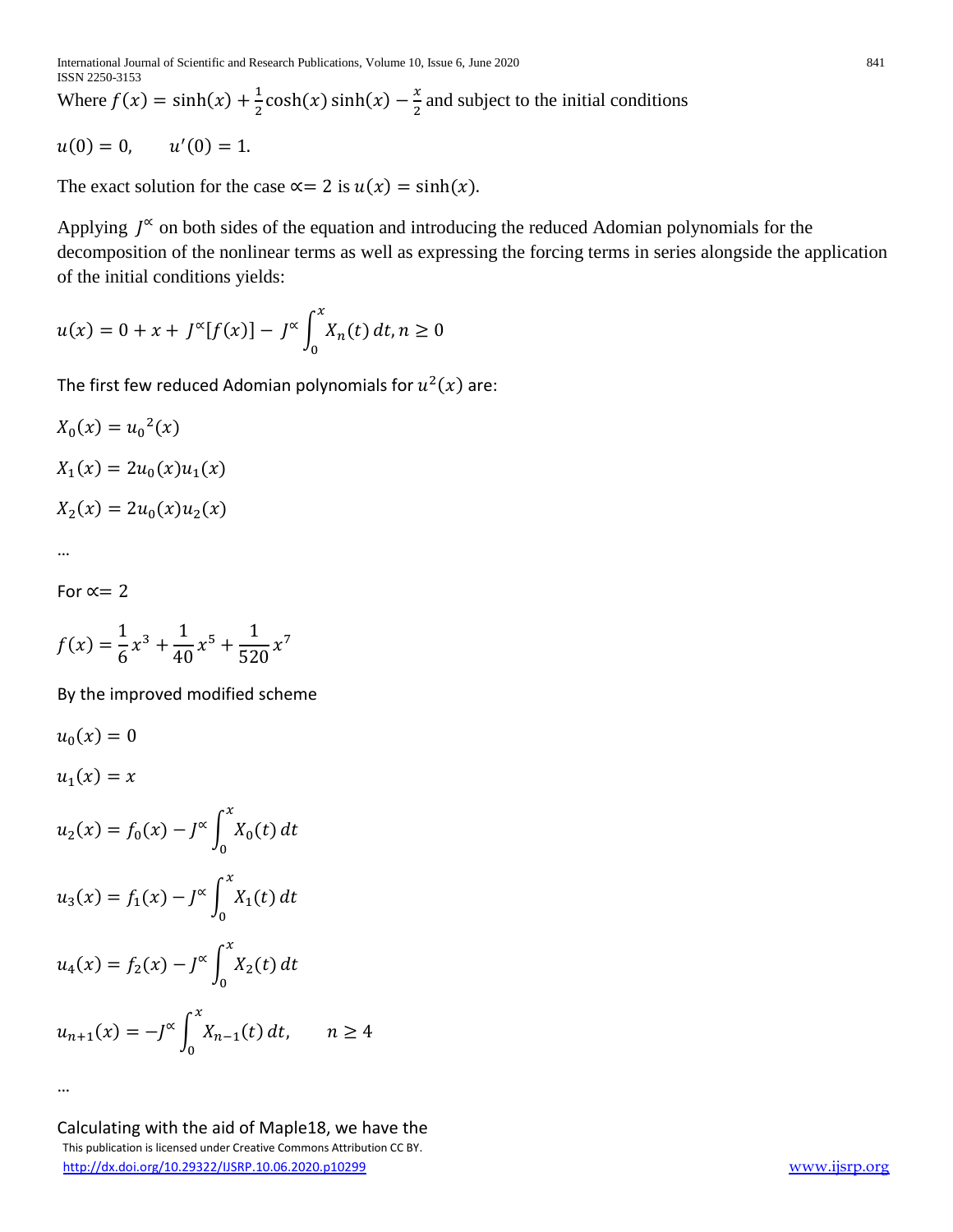Where $f(x) = \sinh(x) + \frac{1}{2}\cosh(x)\sinh(x) - \frac{x}{2}$ and subject to the initial conditions

$$u(0) = 0, \qquad u'(0) = 1.$$

The exact solution for the case $\propto = 2$ is $u(x) = \sinh(x)$.

Applying $J^{\propto}$ on both sides of the equation and introducing the reduced Adomian polynomials for the decomposition of the nonlinear terms as well as expressing the forcing terms in series alongside the application of the initial conditions yields:

$$u(x) = 0 + x + J^{\propto}[f(x)] - J^{\propto}\int_0^x X_n(t)\,dt, n \geq 0$$

The first few reduced Adomian polynomials for $u^2(x)$ are:

$$X_0(x) = {u_0}^2(x)$$

$$X_1(x) = 2u_0(x)u_1(x)$$

$$X_2(x) = 2u_0(x)u_2(x)$$

…

For $\propto = 2$

$$f(x) = \frac{1}{6}x^3 + \frac{1}{40}x^5 + \frac{1}{520}x^7$$

By the improved modified scheme

$$u_0(x) = 0$$

$$u_1(x) = x$$

$$u_2(x) = f_0(x) - J^{\propto}\int_0^x X_0(t)\,dt$$

$$u_3(x) = f_1(x) - J^{\propto}\int_0^x X_1(t)\,dt$$

$$u_4(x) = f_2(x) - J^{\propto}\int_0^x X_2(t)\,dt$$

$$u_{n+1}(x) = -J^{\propto}\int_0^x X_{n-1}(t)\,dt, \qquad n \geq 4$$

…

Calculating with the aid of Maple18, we have the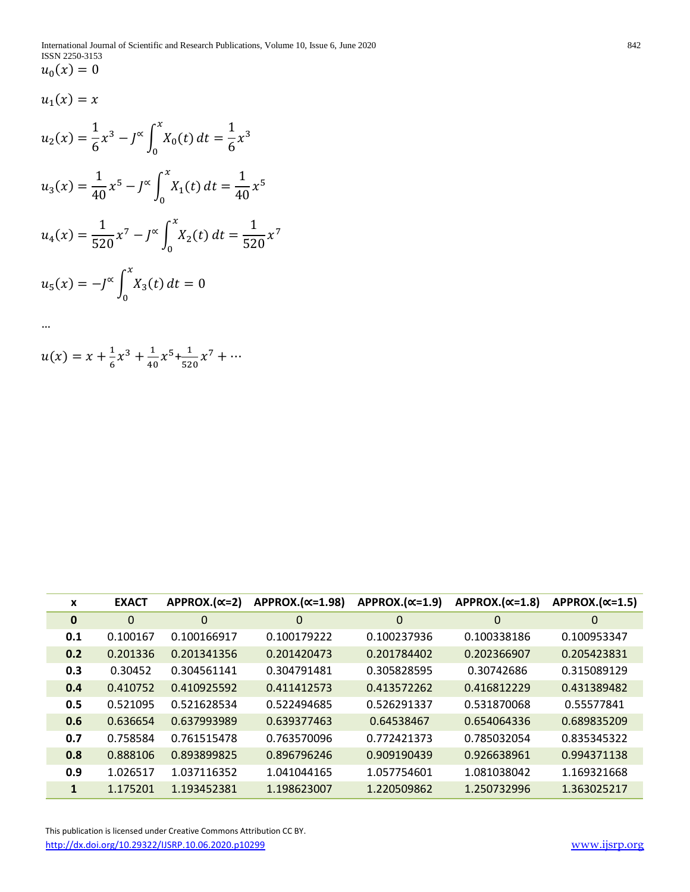$$u_0(x) = 0$$

$$u_1(x) = x$$

$$u_2(x) = \frac{1}{6}x^3 - J^{\propto}\int_0^x X_0(t)\,dt = \frac{1}{6}x^3$$

$$u_3(x) = \frac{1}{40}x^5 - J^{\propto}\int_0^x X_1(t)\,dt = \frac{1}{40}x^5$$

$$u_4(x) = \frac{1}{520}x^7 - J^{\propto}\int_0^x X_2(t)\,dt = \frac{1}{520}x^7$$

$$u_5(x) = -J^{\propto}\int_0^x X_3(t)\,dt = 0$$

…

$$u(x) = x + \frac{1}{6}x^3 + \frac{1}{40}x^5 + \frac{1}{520}x^7 + \cdots$$

| x | EXACT | APPROX.(∝=2) | APPROX.(∝=1.98) | APPROX.(∝=1.9) | APPROX.(∝=1.8) | APPROX.(∝=1.5) |
|---|---|---|---|---|---|---|
| **0** | 0 | 0 | 0 | 0 | 0 | 0 |
| **0.1** | 0.100167 | 0.100166917 | 0.100179222 | 0.100237936 | 0.100338186 | 0.100953347 |
| **0.2** | 0.201336 | 0.201341356 | 0.201420473 | 0.201784402 | 0.202366907 | 0.205423831 |
| **0.3** | 0.30452 | 0.304561141 | 0.304791481 | 0.305828595 | 0.30742686 | 0.315089129 |
| **0.4** | 0.410752 | 0.410925592 | 0.411412573 | 0.413572262 | 0.416812229 | 0.431389482 |
| **0.5** | 0.521095 | 0.521628534 | 0.522494685 | 0.526291337 | 0.531870068 | 0.55577841 |
| **0.6** | 0.636654 | 0.637993989 | 0.639377463 | 0.64538467 | 0.654064336 | 0.689835209 |
| **0.7** | 0.758584 | 0.761515478 | 0.763570096 | 0.772421373 | 0.785032054 | 0.835345322 |
| **0.8** | 0.888106 | 0.893899825 | 0.896796246 | 0.909190439 | 0.926638961 | 0.994371138 |
| **0.9** | 1.026517 | 1.037116352 | 1.041044165 | 1.057754601 | 1.081038042 | 1.169321668 |
| **1** | 1.175201 | 1.193452381 | 1.198623007 | 1.220509862 | 1.250732996 | 1.363025217 |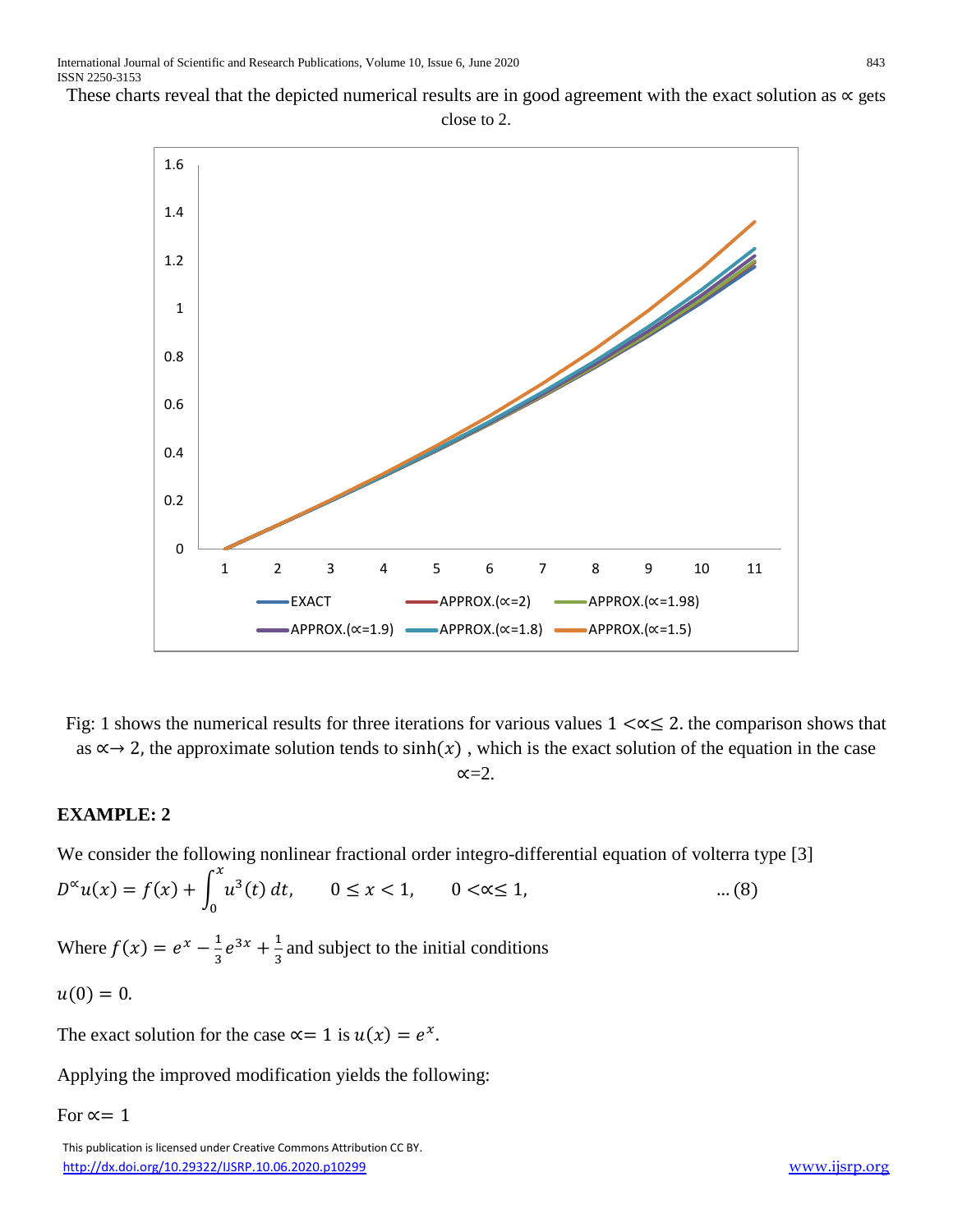These charts reveal that the depicted numerical results are in good agreement with the exact solution as $\propto$ gets close to 2.

Fig: 1 shows the numerical results for three iterations for various values $1 < \propto \leq 2$. the comparison shows that as $\propto \rightarrow 2$, the approximate solution tends to $\sinh(x)$ , which is the exact solution of the equation in the case $\propto = 2$.

## EXAMPLE: 2

We consider the following nonlinear fractional order integro-differential equation of volterra type [3]

$$D^{\propto}u(x) = f(x) + \int_0^x u^3(t)\,dt, \qquad 0 \leq x < 1, \qquad 0 < \propto \leq 1, \qquad \ldots (8)$$

Where $f(x) = e^x - \frac{1}{3}e^{3x} + \frac{1}{3}$ and subject to the initial conditions

$u(0) = 0.$

The exact solution for the case $\propto = 1$ is $u(x) = e^x$.

Applying the improved modification yields the following:

For $\propto = 1$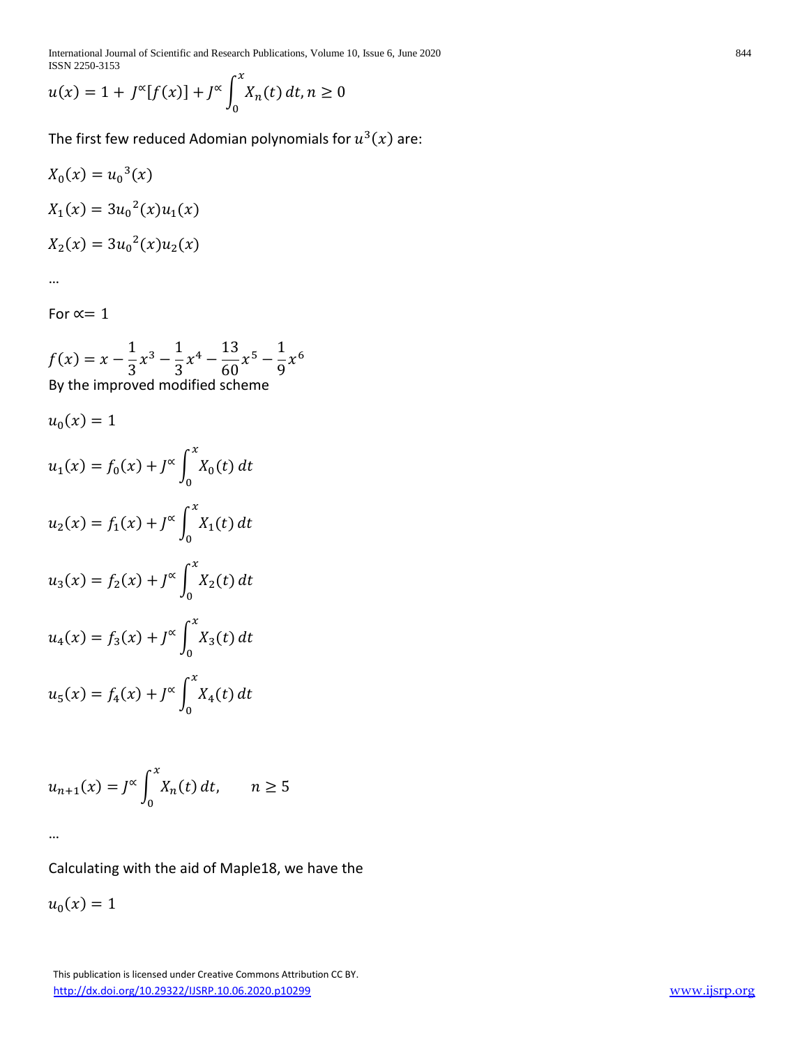$$u(x) = 1 + J^{\propto}[f(x)] + J^{\propto}\int_0^x X_n(t)\,dt, n \geq 0$$

The first few reduced Adomian polynomials for $u^3(x)$ are:

$$X_0(x) = {u_0}^3(x)$$

$$X_1(x) = 3{u_0}^2(x)u_1(x)$$

$$X_2(x) = 3{u_0}^2(x)u_2(x)$$

…

For $\propto = 1$

$$f(x) = x - \frac{1}{3}x^3 - \frac{1}{3}x^4 - \frac{13}{60}x^5 - \frac{1}{9}x^6$$

By the improved modified scheme

$$u_0(x) = 1$$

$$u_1(x) = f_0(x) + J^{\propto}\int_0^x X_0(t)\,dt$$

$$u_2(x) = f_1(x) + J^{\propto}\int_0^x X_1(t)\,dt$$

$$u_3(x) = f_2(x) + J^{\propto}\int_0^x X_2(t)\,dt$$

$$u_4(x) = f_3(x) + J^{\propto}\int_0^x X_3(t)\,dt$$

$$u_5(x) = f_4(x) + J^{\propto}\int_0^x X_4(t)\,dt$$

$$u_{n+1}(x) = J^{\propto}\int_0^x X_n(t)\,dt, \qquad n \geq 5$$

…

Calculating with the aid of Maple18, we have the

$$u_0(x) = 1$$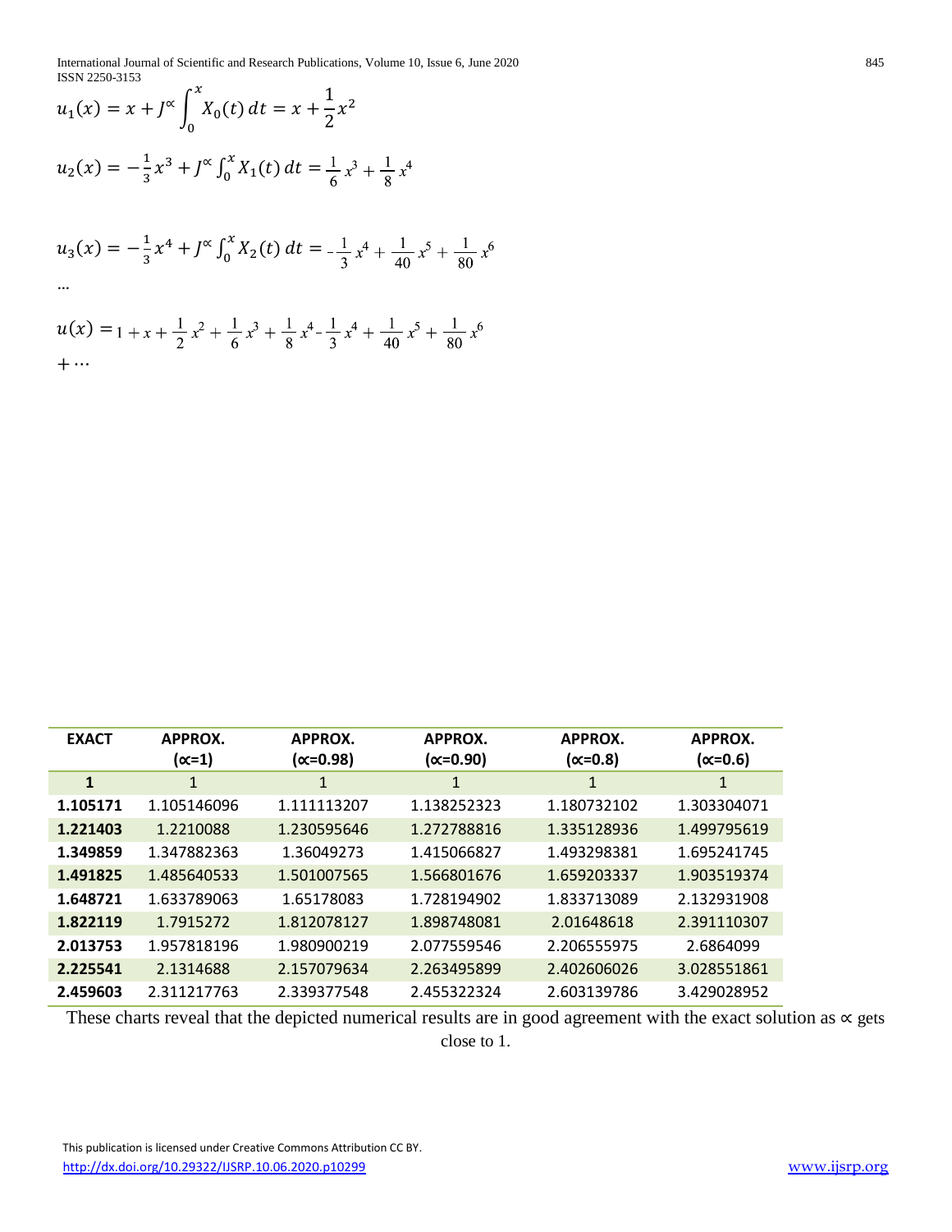$$u_1(x) = x + J^{\propto} \int_0^x X_0(t)\, dt = x + \frac{1}{2}x^2$$

$$u_2(x) = -\frac{1}{3}x^3 + J^{\propto} \int_0^x X_1(t)\, dt = \frac{1}{6}x^3 + \frac{1}{8}x^4$$

$$u_3(x) = -\frac{1}{3}x^4 + J^{\propto} \int_0^x X_2(t)\, dt = -\frac{1}{3}x^4 + \frac{1}{40}x^5 + \frac{1}{80}x^6$$

…

$$u(x) = 1 + x + \frac{1}{2}x^2 + \frac{1}{6}x^3 + \frac{1}{8}x^4 - \frac{1}{3}x^4 + \frac{1}{40}x^5 + \frac{1}{80}x^6 + \cdots$$

| **EXACT** | **APPROX. (∝=1)** | **APPROX. (∝=0.98)** | **APPROX. (∝=0.90)** | **APPROX. (∝=0.8)** | **APPROX. (∝=0.6)** |
|---|---|---|---|---|---|
| **1** | 1 | 1 | 1 | 1 | 1 |
| **1.105171** | 1.105146096 | 1.111113207 | 1.138252323 | 1.180732102 | 1.303304071 |
| **1.221403** | 1.2210088 | 1.230595646 | 1.272788816 | 1.335128936 | 1.499795619 |
| **1.349859** | 1.347882363 | 1.36049273 | 1.415066827 | 1.493298381 | 1.695241745 |
| **1.491825** | 1.485640533 | 1.501007565 | 1.566801676 | 1.659203337 | 1.903519374 |
| **1.648721** | 1.633789063 | 1.65178083 | 1.728194902 | 1.833713089 | 2.132931908 |
| **1.822119** | 1.7915272 | 1.812078127 | 1.898748081 | 2.01648618 | 2.391110307 |
| **2.013753** | 1.957818196 | 1.980900219 | 2.077559546 | 2.206555975 | 2.6864099 |
| **2.225541** | 2.1314688 | 2.157079634 | 2.263495899 | 2.402606026 | 3.028551861 |
| **2.459603** | 2.311217763 | 2.339377548 | 2.455322324 | 2.603139786 | 3.429028952 |

These charts reveal that the depicted numerical results are in good agreement with the exact solution as ∝ gets close to 1.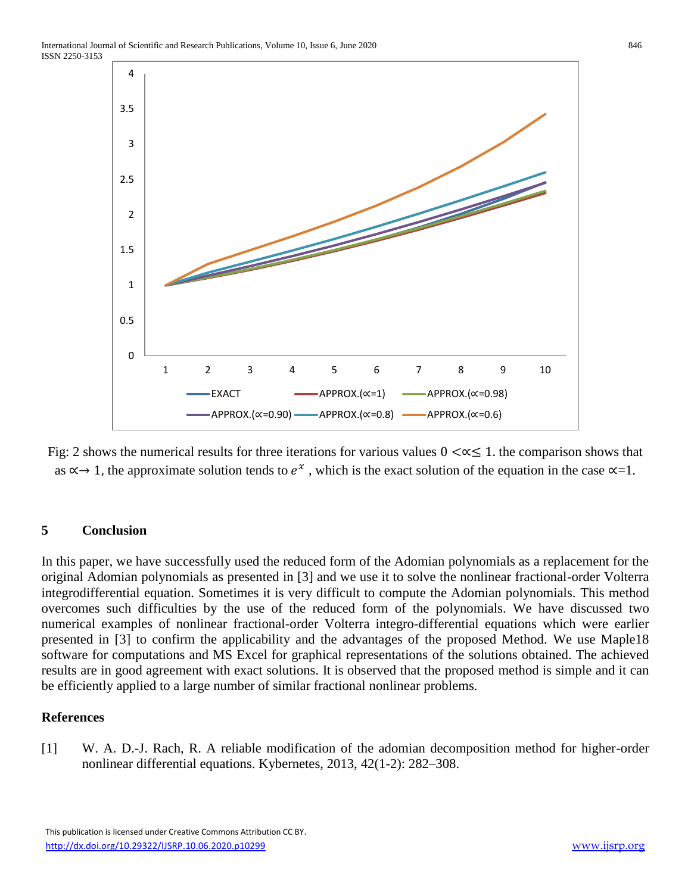Fig: 2 shows the numerical results for three iterations for various values $0 < \propto \leq 1$. the comparison shows that as $\propto \to 1$, the approximate solution tends to $e^x$, which is the exact solution of the equation in the case $\propto = 1$.

## 5 Conclusion

In this paper, we have successfully used the reduced form of the Adomian polynomials as a replacement for the original Adomian polynomials as presented in [3] and we use it to solve the nonlinear fractional-order Volterra integrodifferential equation. Sometimes it is very difficult to compute the Adomian polynomials. This method overcomes such difficulties by the use of the reduced form of the polynomials. We have discussed two numerical examples of nonlinear fractional-order Volterra integro-differential equations which were earlier presented in [3] to confirm the applicability and the advantages of the proposed Method. We use Maple18 software for computations and MS Excel for graphical representations of the solutions obtained. The achieved results are in good agreement with exact solutions. It is observed that the proposed method is simple and it can be efficiently applied to a large number of similar fractional nonlinear problems.

## References

[1] W. A. D.-J. Rach, R. A reliable modification of the adomian decomposition method for higher-order nonlinear differential equations. Kybernetes, 2013, 42(1-2): 282–308.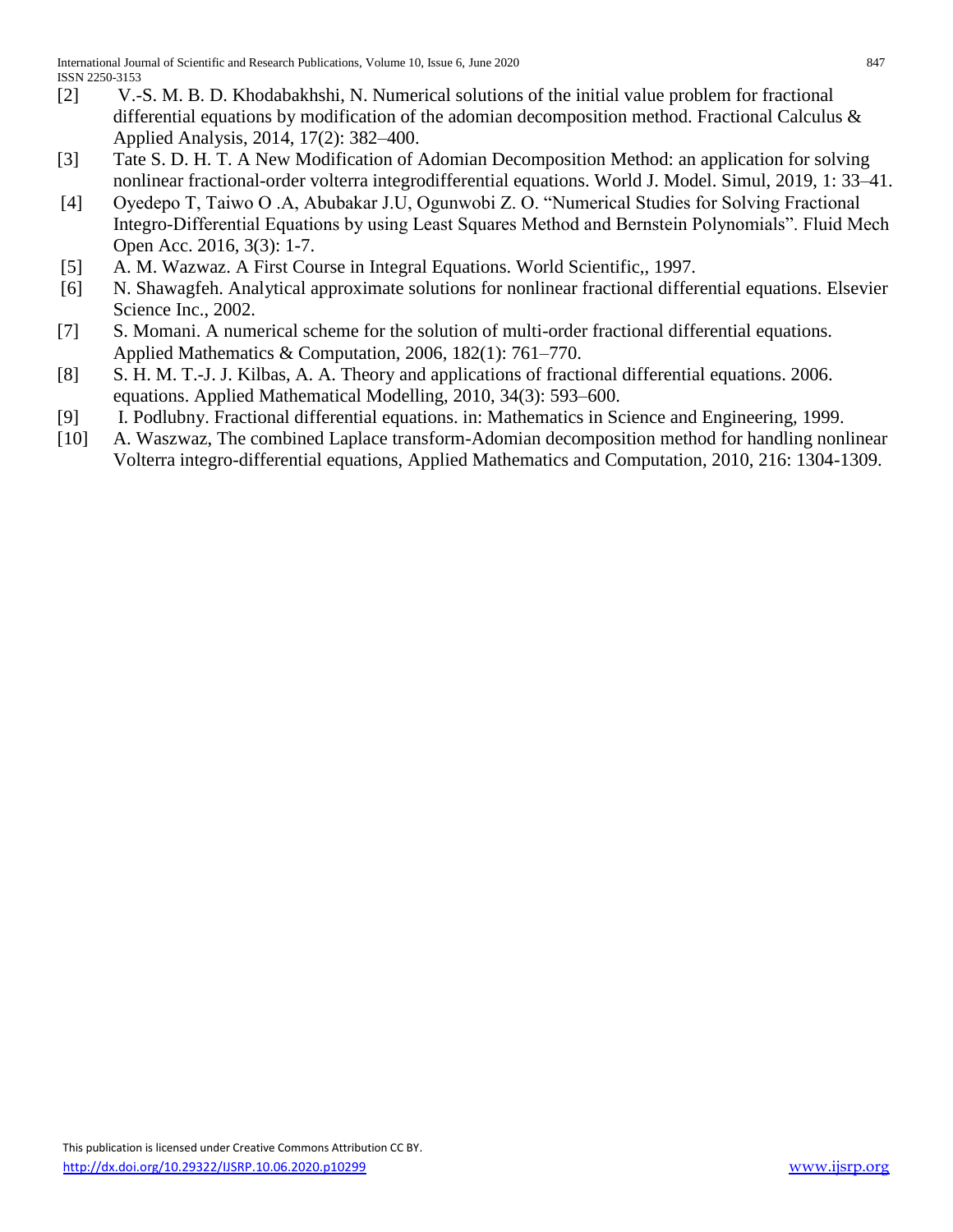[2] V.-S. M. B. D. Khodabakhshi, N. Numerical solutions of the initial value problem for fractional differential equations by modification of the adomian decomposition method. Fractional Calculus & Applied Analysis, 2014, 17(2): 382–400.

[3] Tate S. D. H. T. A New Modification of Adomian Decomposition Method: an application for solving nonlinear fractional-order volterra integrodifferential equations. World J. Model. Simul, 2019, 1: 33–41.

[4] Oyedepo T, Taiwo O .A, Abubakar J.U, Ogunwobi Z. O. "Numerical Studies for Solving Fractional Integro-Differential Equations by using Least Squares Method and Bernstein Polynomials". Fluid Mech Open Acc. 2016, 3(3): 1-7.

[5] A. M. Wazwaz. A First Course in Integral Equations. World Scientific,, 1997.

[6] N. Shawagfeh. Analytical approximate solutions for nonlinear fractional differential equations. Elsevier Science Inc., 2002.

[7] S. Momani. A numerical scheme for the solution of multi-order fractional differential equations. Applied Mathematics & Computation, 2006, 182(1): 761–770.

[8] S. H. M. T.-J. J. Kilbas, A. A. Theory and applications of fractional differential equations. 2006. equations. Applied Mathematical Modelling, 2010, 34(3): 593–600.

[9] I. Podlubny. Fractional differential equations. in: Mathematics in Science and Engineering, 1999.

[10] A. Waszwaz, The combined Laplace transform-Adomian decomposition method for handling nonlinear Volterra integro-differential equations, Applied Mathematics and Computation, 2010, 216: 1304-1309.